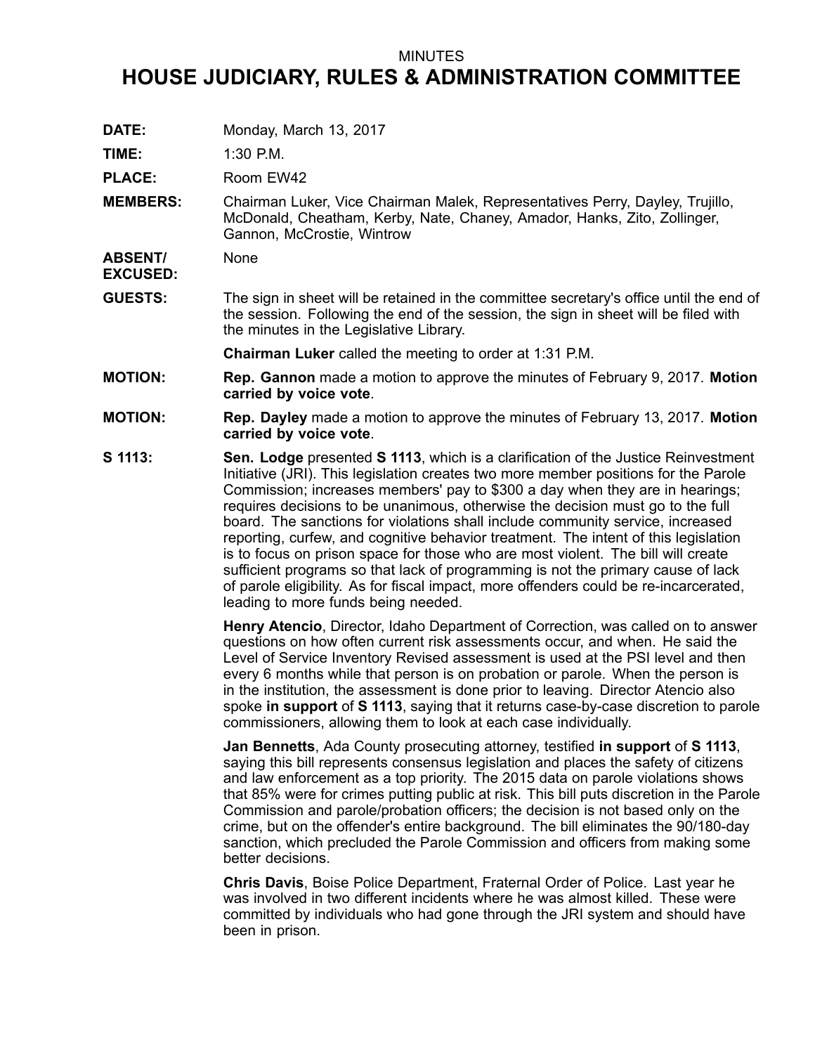MINUTES

# HOUSE JUDICIARY, RULES & ADMINISTRATION COMMITTEE

**DATE:** Monday, March 13, 2017

**TIME:** 1:30 P.M.

**PLACE:** Room EW42

**MEMBERS:** Chairman Luker, Vice Chairman Malek, Representatives Perry, Dayley, Trujillo, McDonald, Cheatham, Kerby, Nate, Chaney, Amador, Hanks, Zito, Zollinger, Gannon, McCrostie, Wintrow

**ABSENT/ EXCUSED:** None

**GUESTS:** The sign in sheet will be retained in the committee secretary's office until the end of the session. Following the end of the session, the sign in sheet will be filed with the minutes in the Legislative Library.

**Chairman Luker** called the meeting to order at 1:31 P.M.

**MOTION:** **Rep. Gannon** made a motion to approve the minutes of February 9, 2017. **Motion carried by voice vote**.

**MOTION:** **Rep. Dayley** made a motion to approve the minutes of February 13, 2017. **Motion carried by voice vote**.

**S 1113:** **Sen. Lodge** presented **S 1113**, which is a clarification of the Justice Reinvestment Initiative (JRI). This legislation creates two more member positions for the Parole Commission; increases members' pay to $300 a day when they are in hearings; requires decisions to be unanimous, otherwise the decision must go to the full board. The sanctions for violations shall include community service, increased reporting, curfew, and cognitive behavior treatment. The intent of this legislation is to focus on prison space for those who are most violent. The bill will create sufficient programs so that lack of programming is not the primary cause of lack of parole eligibility. As for fiscal impact, more offenders could be re-incarcerated, leading to more funds being needed.

**Henry Atencio**, Director, Idaho Department of Correction, was called on to answer questions on how often current risk assessments occur, and when. He said the Level of Service Inventory Revised assessment is used at the PSI level and then every 6 months while that person is on probation or parole. When the person is in the institution, the assessment is done prior to leaving. Director Atencio also spoke **in support** of **S 1113**, saying that it returns case-by-case discretion to parole commissioners, allowing them to look at each case individually.

**Jan Bennetts**, Ada County prosecuting attorney, testified **in support** of **S 1113**, saying this bill represents consensus legislation and places the safety of citizens and law enforcement as a top priority. The 2015 data on parole violations shows that 85% were for crimes putting public at risk. This bill puts discretion in the Parole Commission and parole/probation officers; the decision is not based only on the crime, but on the offender's entire background. The bill eliminates the 90/180-day sanction, which precluded the Parole Commission and officers from making some better decisions.

**Chris Davis**, Boise Police Department, Fraternal Order of Police. Last year he was involved in two different incidents where he was almost killed. These were committed by individuals who had gone through the JRI system and should have been in prison.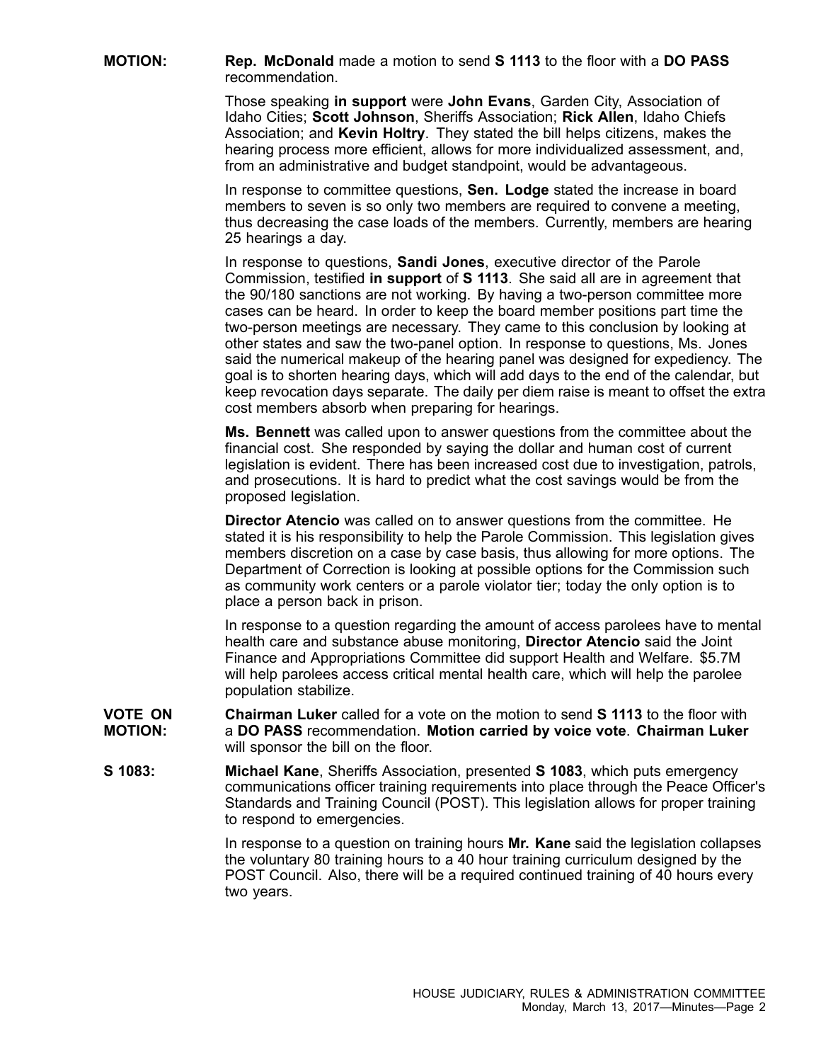**MOTION:** **Rep. McDonald** made a motion to send **S 1113** to the floor with a **DO PASS** recommendation.

Those speaking **in support** were **John Evans**, Garden City, Association of Idaho Cities; **Scott Johnson**, Sheriffs Association; **Rick Allen**, Idaho Chiefs Association; and **Kevin Holtry**. They stated the bill helps citizens, makes the hearing process more efficient, allows for more individualized assessment, and, from an administrative and budget standpoint, would be advantageous.

In response to committee questions, **Sen. Lodge** stated the increase in board members to seven is so only two members are required to convene a meeting, thus decreasing the case loads of the members. Currently, members are hearing 25 hearings a day.

In response to questions, **Sandi Jones**, executive director of the Parole Commission, testified **in support** of **S 1113**. She said all are in agreement that the 90/180 sanctions are not working. By having a two-person committee more cases can be heard. In order to keep the board member positions part time the two-person meetings are necessary. They came to this conclusion by looking at other states and saw the two-panel option. In response to questions, Ms. Jones said the numerical makeup of the hearing panel was designed for expediency. The goal is to shorten hearing days, which will add days to the end of the calendar, but keep revocation days separate. The daily per diem raise is meant to offset the extra cost members absorb when preparing for hearings.

**Ms. Bennett** was called upon to answer questions from the committee about the financial cost. She responded by saying the dollar and human cost of current legislation is evident. There has been increased cost due to investigation, patrols, and prosecutions. It is hard to predict what the cost savings would be from the proposed legislation.

**Director Atencio** was called on to answer questions from the committee. He stated it is his responsibility to help the Parole Commission. This legislation gives members discretion on a case by case basis, thus allowing for more options. The Department of Correction is looking at possible options for the Commission such as community work centers or a parole violator tier; today the only option is to place a person back in prison.

In response to a question regarding the amount of access parolees have to mental health care and substance abuse monitoring, **Director Atencio** said the Joint Finance and Appropriations Committee did support Health and Welfare. $5.7M will help parolees access critical mental health care, which will help the parolee population stabilize.

**VOTE ON MOTION:** **Chairman Luker** called for a vote on the motion to send **S 1113** to the floor with a **DO PASS** recommendation. **Motion carried by voice vote**. **Chairman Luker** will sponsor the bill on the floor.

**S 1083:** **Michael Kane**, Sheriffs Association, presented **S 1083**, which puts emergency communications officer training requirements into place through the Peace Officer's Standards and Training Council (POST). This legislation allows for proper training to respond to emergencies.

In response to a question on training hours **Mr. Kane** said the legislation collapses the voluntary 80 training hours to a 40 hour training curriculum designed by the POST Council. Also, there will be a required continued training of 40 hours every two years.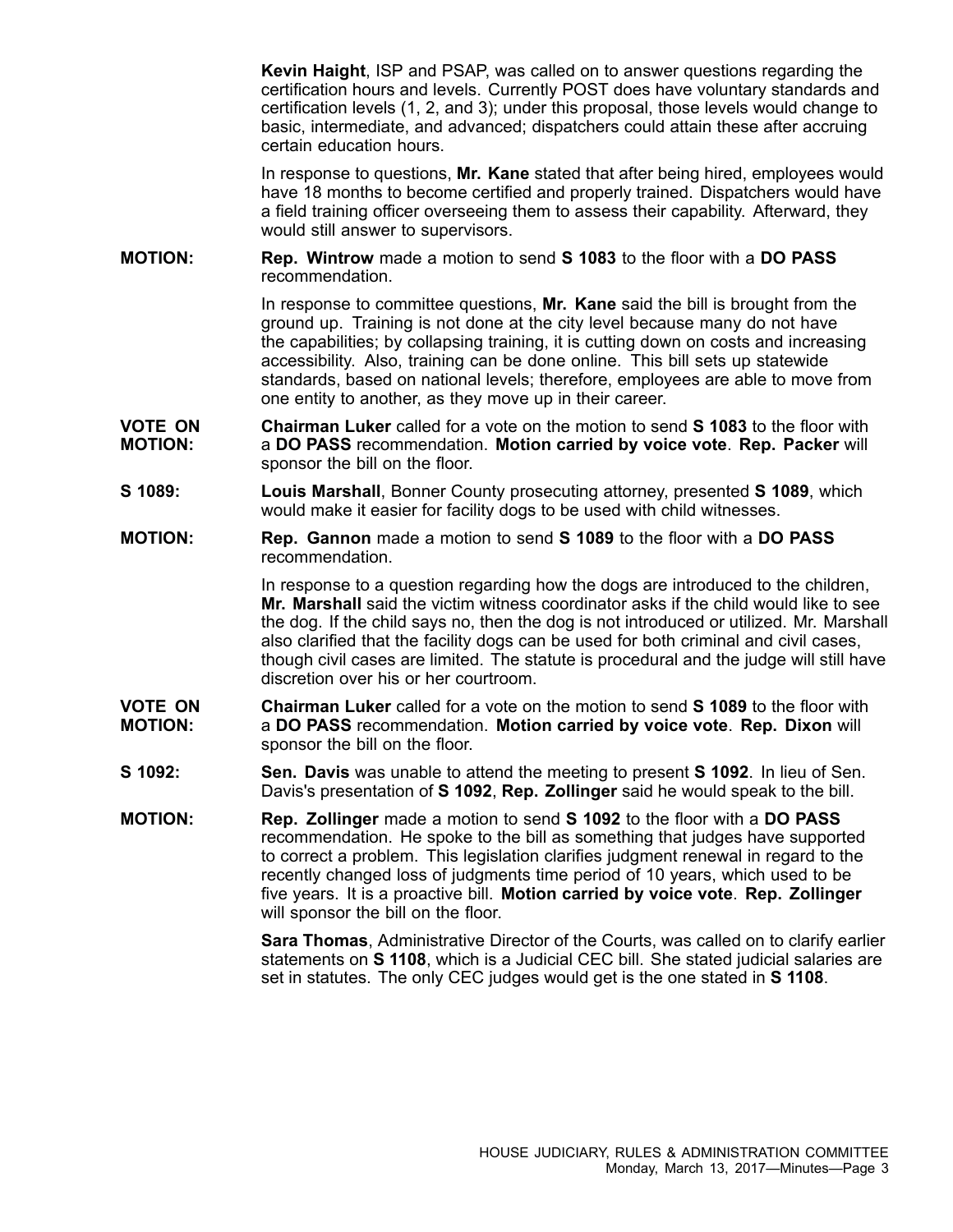**Kevin Haight**, ISP and PSAP, was called on to answer questions regarding the certification hours and levels. Currently POST does have voluntary standards and certification levels (1, 2, and 3); under this proposal, those levels would change to basic, intermediate, and advanced; dispatchers could attain these after accruing certain education hours.

In response to questions, **Mr. Kane** stated that after being hired, employees would have 18 months to become certified and properly trained. Dispatchers would have a field training officer overseeing them to assess their capability. Afterward, they would still answer to supervisors.

**MOTION:** **Rep. Wintrow** made a motion to send **S 1083** to the floor with a **DO PASS** recommendation.

In response to committee questions, **Mr. Kane** said the bill is brought from the ground up. Training is not done at the city level because many do not have the capabilities; by collapsing training, it is cutting down on costs and increasing accessibility. Also, training can be done online. This bill sets up statewide standards, based on national levels; therefore, employees are able to move from one entity to another, as they move up in their career.

**VOTE ON MOTION:** **Chairman Luker** called for a vote on the motion to send **S 1083** to the floor with a **DO PASS** recommendation. **Motion carried by voice vote**. **Rep. Packer** will sponsor the bill on the floor.

**S 1089:** **Louis Marshall**, Bonner County prosecuting attorney, presented **S 1089**, which would make it easier for facility dogs to be used with child witnesses.

**MOTION:** **Rep. Gannon** made a motion to send **S 1089** to the floor with a **DO PASS** recommendation.

In response to a question regarding how the dogs are introduced to the children, **Mr. Marshall** said the victim witness coordinator asks if the child would like to see the dog. If the child says no, then the dog is not introduced or utilized. Mr. Marshall also clarified that the facility dogs can be used for both criminal and civil cases, though civil cases are limited. The statute is procedural and the judge will still have discretion over his or her courtroom.

**VOTE ON MOTION:** **Chairman Luker** called for a vote on the motion to send **S 1089** to the floor with a **DO PASS** recommendation. **Motion carried by voice vote**. **Rep. Dixon** will sponsor the bill on the floor.

**S 1092:** **Sen. Davis** was unable to attend the meeting to present **S 1092**. In lieu of Sen. Davis's presentation of **S 1092**, **Rep. Zollinger** said he would speak to the bill.

**MOTION:** **Rep. Zollinger** made a motion to send **S 1092** to the floor with a **DO PASS** recommendation. He spoke to the bill as something that judges have supported to correct a problem. This legislation clarifies judgment renewal in regard to the recently changed loss of judgments time period of 10 years, which used to be five years. It is a proactive bill. **Motion carried by voice vote**. **Rep. Zollinger** will sponsor the bill on the floor.

**Sara Thomas**, Administrative Director of the Courts, was called on to clarify earlier statements on **S 1108**, which is a Judicial CEC bill. She stated judicial salaries are set in statutes. The only CEC judges would get is the one stated in **S 1108**.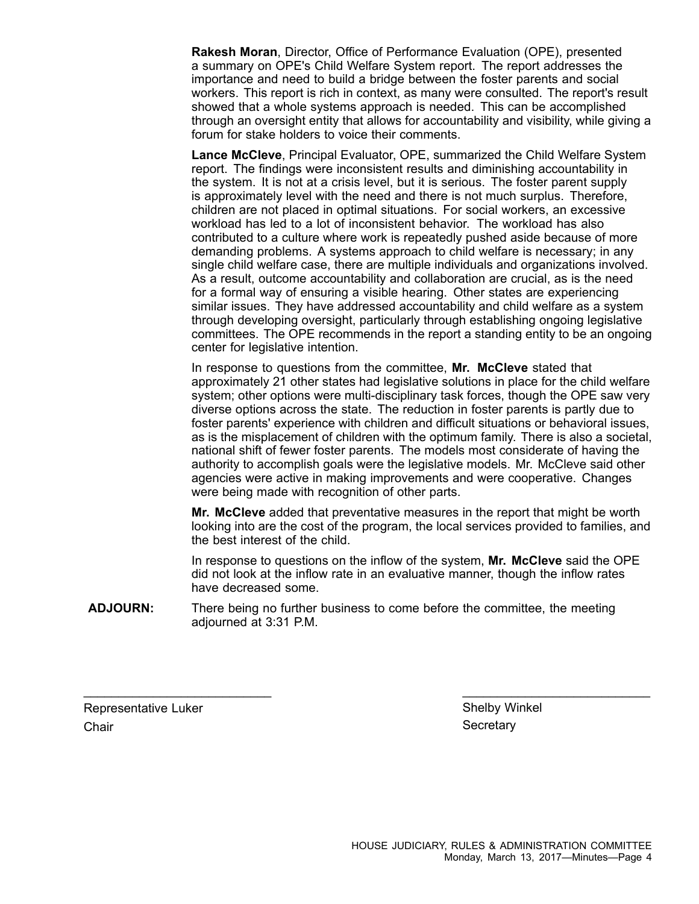**Rakesh Moran**, Director, Office of Performance Evaluation (OPE), presented a summary on OPE's Child Welfare System report. The report addresses the importance and need to build a bridge between the foster parents and social workers. This report is rich in context, as many were consulted. The report's result showed that a whole systems approach is needed. This can be accomplished through an oversight entity that allows for accountability and visibility, while giving a forum for stake holders to voice their comments.

**Lance McCleve**, Principal Evaluator, OPE, summarized the Child Welfare System report. The findings were inconsistent results and diminishing accountability in the system. It is not at a crisis level, but it is serious. The foster parent supply is approximately level with the need and there is not much surplus. Therefore, children are not placed in optimal situations. For social workers, an excessive workload has led to a lot of inconsistent behavior. The workload has also contributed to a culture where work is repeatedly pushed aside because of more demanding problems. A systems approach to child welfare is necessary; in any single child welfare case, there are multiple individuals and organizations involved. As a result, outcome accountability and collaboration are crucial, as is the need for a formal way of ensuring a visible hearing. Other states are experiencing similar issues. They have addressed accountability and child welfare as a system through developing oversight, particularly through establishing ongoing legislative committees. The OPE recommends in the report a standing entity to be an ongoing center for legislative intention.

In response to questions from the committee, **Mr. McCleve** stated that approximately 21 other states had legislative solutions in place for the child welfare system; other options were multi-disciplinary task forces, though the OPE saw very diverse options across the state. The reduction in foster parents is partly due to foster parents' experience with children and difficult situations or behavioral issues, as is the misplacement of children with the optimum family. There is also a societal, national shift of fewer foster parents. The models most considerate of having the authority to accomplish goals were the legislative models. Mr. McCleve said other agencies were active in making improvements and were cooperative. Changes were being made with recognition of other parts.

**Mr. McCleve** added that preventative measures in the report that might be worth looking into are the cost of the program, the local services provided to families, and the best interest of the child.

In response to questions on the inflow of the system, **Mr. McCleve** said the OPE did not look at the inflow rate in an evaluative manner, though the inflow rates have decreased some.

**ADJOURN:** There being no further business to come before the committee, the meeting adjourned at 3:31 P.M.

___________________________ ___________________________

Representative Luker
Chair

Shelby Winkel
Secretary